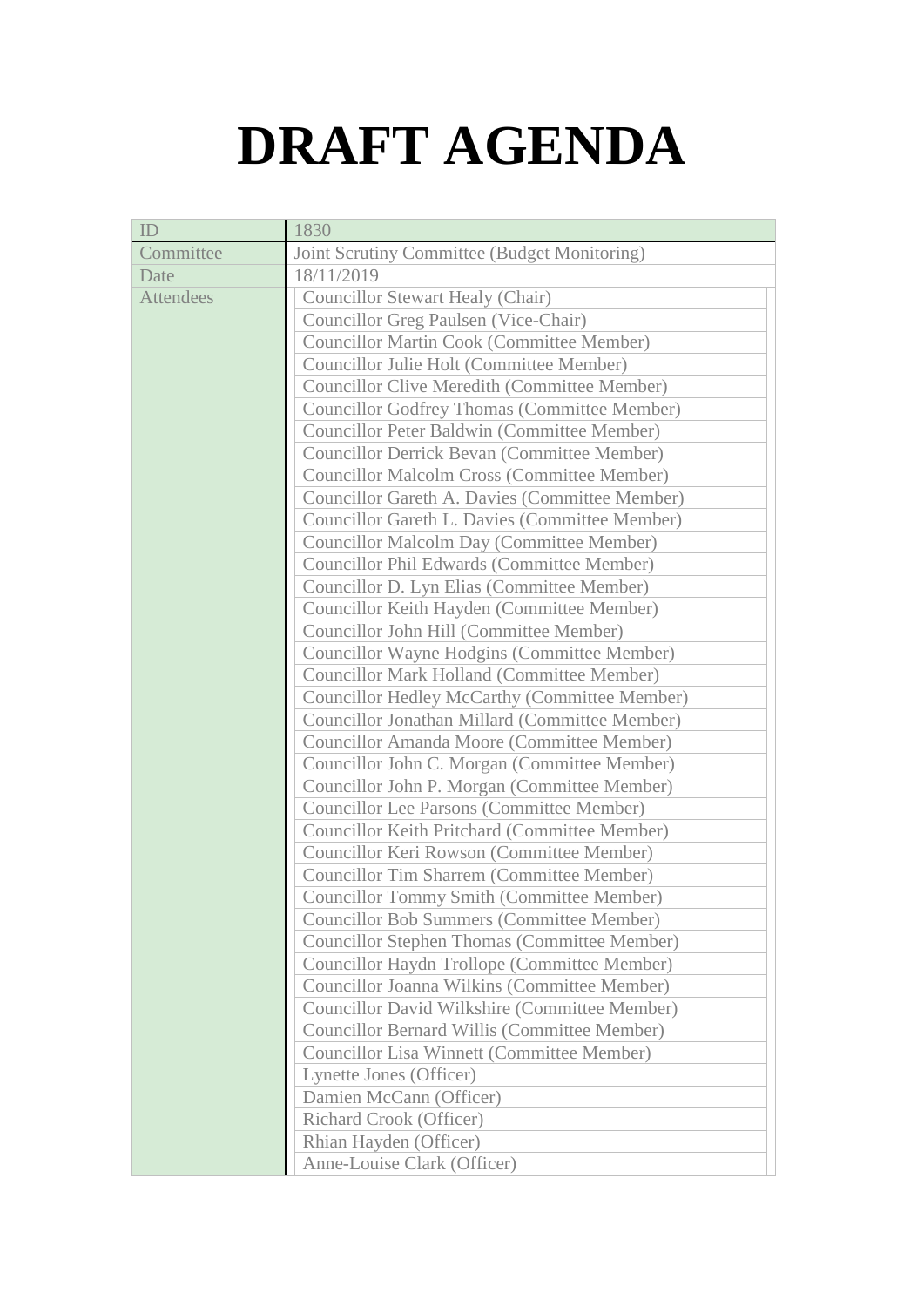# DRAFT AGENDA

| ID | 1830 |
|---|---|
| Committee | Joint Scrutiny Committee (Budget Monitoring) |
| Date | 18/11/2019 |
| Attendees | Councillor Stewart Healy (Chair)<br>Councillor Greg Paulsen (Vice-Chair)<br>Councillor Martin Cook (Committee Member)<br>Councillor Julie Holt (Committee Member)<br>Councillor Clive Meredith (Committee Member)<br>Councillor Godfrey Thomas (Committee Member)<br>Councillor Peter Baldwin (Committee Member)<br>Councillor Derrick Bevan (Committee Member)<br>Councillor Malcolm Cross (Committee Member)<br>Councillor Gareth A. Davies (Committee Member)<br>Councillor Gareth L. Davies (Committee Member)<br>Councillor Malcolm Day (Committee Member)<br>Councillor Phil Edwards (Committee Member)<br>Councillor D. Lyn Elias (Committee Member)<br>Councillor Keith Hayden (Committee Member)<br>Councillor John Hill (Committee Member)<br>Councillor Wayne Hodgins (Committee Member)<br>Councillor Mark Holland (Committee Member)<br>Councillor Hedley McCarthy (Committee Member)<br>Councillor Jonathan Millard (Committee Member)<br>Councillor Amanda Moore (Committee Member)<br>Councillor John C. Morgan (Committee Member)<br>Councillor John P. Morgan (Committee Member)<br>Councillor Lee Parsons (Committee Member)<br>Councillor Keith Pritchard (Committee Member)<br>Councillor Keri Rowson (Committee Member)<br>Councillor Tim Sharrem (Committee Member)<br>Councillor Tommy Smith (Committee Member)<br>Councillor Bob Summers (Committee Member)<br>Councillor Stephen Thomas (Committee Member)<br>Councillor Haydn Trollope (Committee Member)<br>Councillor Joanna Wilkins (Committee Member)<br>Councillor David Wilkshire (Committee Member)<br>Councillor Bernard Willis (Committee Member)<br>Councillor Lisa Winnett (Committee Member)<br>Lynette Jones (Officer)<br>Damien McCann (Officer)<br>Richard Crook (Officer)<br>Rhian Hayden (Officer)<br>Anne-Louise Clark (Officer) |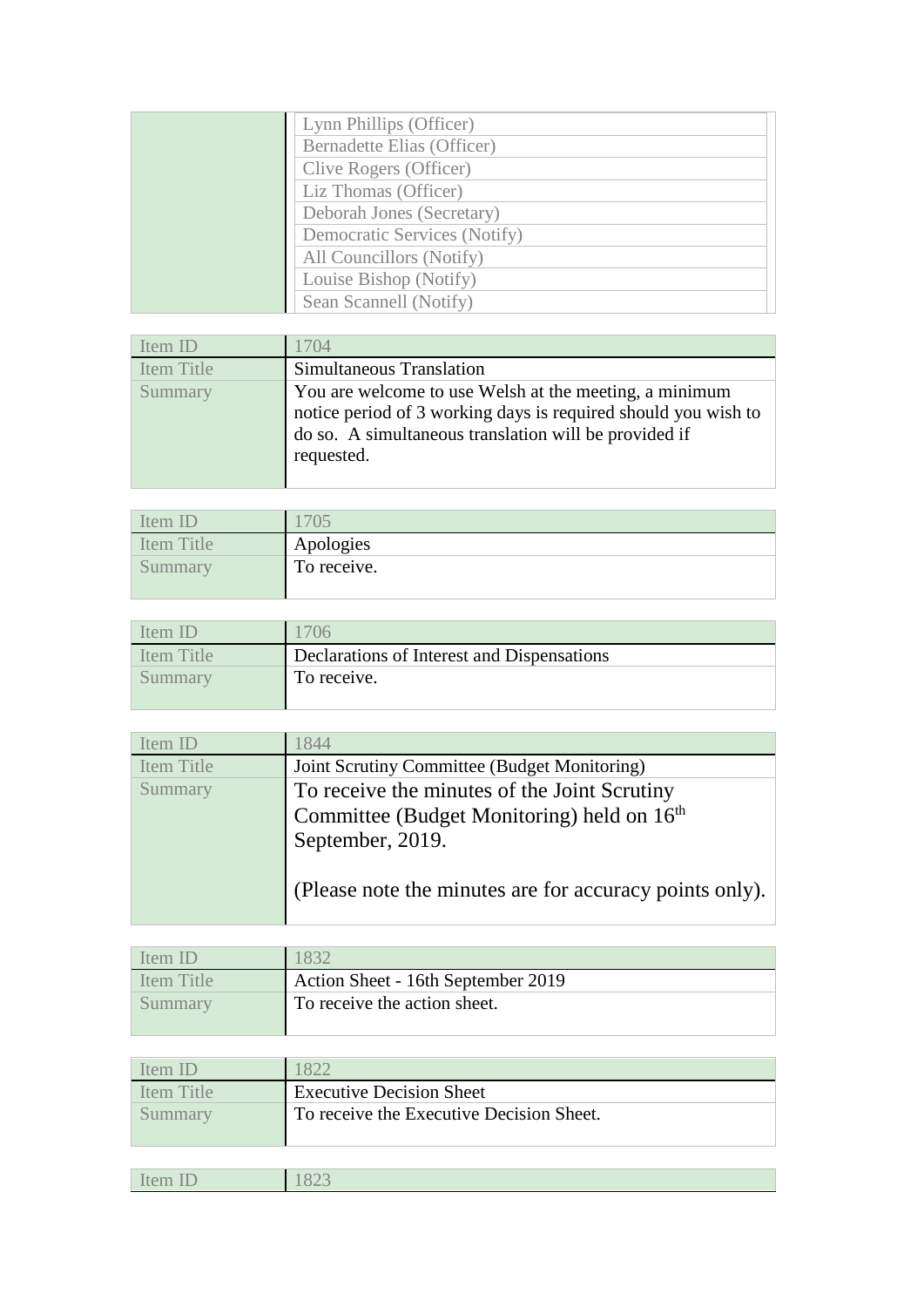| | |
|---|---|
| | Lynn Phillips (Officer) |
| | Bernadette Elias (Officer) |
| | Clive Rogers (Officer) |
| | Liz Thomas (Officer) |
| | Deborah Jones (Secretary) |
| | Democratic Services (Notify) |
| | All Councillors (Notify) |
| | Louise Bishop (Notify) |
| | Sean Scannell (Notify) |

| Item ID | 1704 |
|---|---|
| Item Title | Simultaneous Translation |
| Summary | You are welcome to use Welsh at the meeting, a minimum notice period of 3 working days is required should you wish to do so. A simultaneous translation will be provided if requested. |

| Item ID | 1705 |
|---|---|
| Item Title | Apologies |
| Summary | To receive. |

| Item ID | 1706 |
|---|---|
| Item Title | Declarations of Interest and Dispensations |
| Summary | To receive. |

| Item ID | 1844 |
|---|---|
| Item Title | Joint Scrutiny Committee (Budget Monitoring) |
| Summary | To receive the minutes of the Joint Scrutiny Committee (Budget Monitoring) held on 16th September, 2019.<br><br>(Please note the minutes are for accuracy points only). |

| Item ID | 1832 |
|---|---|
| Item Title | Action Sheet - 16th September 2019 |
| Summary | To receive the action sheet. |

| Item ID | 1822 |
|---|---|
| Item Title | Executive Decision Sheet |
| Summary | To receive the Executive Decision Sheet. |

| Item ID | 1823 |
|---|---|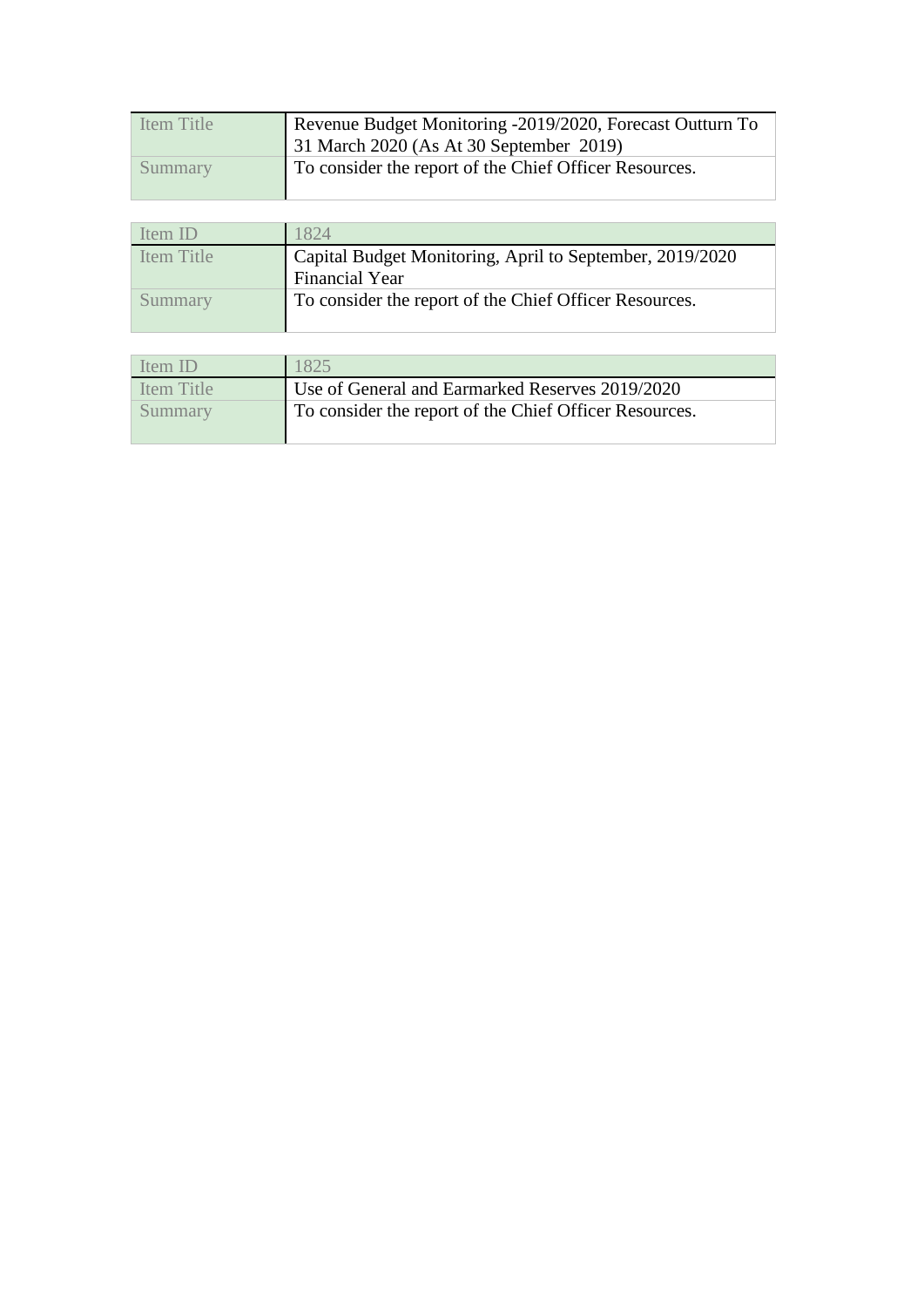| | |
|---|---|
| Item Title | Revenue Budget Monitoring -2019/2020, Forecast Outturn To 31 March 2020 (As At 30 September 2019) |
| Summary | To consider the report of the Chief Officer Resources. |

| | |
|---|---|
| Item ID | 1824 |
| Item Title | Capital Budget Monitoring, April to September, 2019/2020 Financial Year |
| Summary | To consider the report of the Chief Officer Resources. |

| | |
|---|---|
| Item ID | 1825 |
| Item Title | Use of General and Earmarked Reserves 2019/2020 |
| Summary | To consider the report of the Chief Officer Resources. |